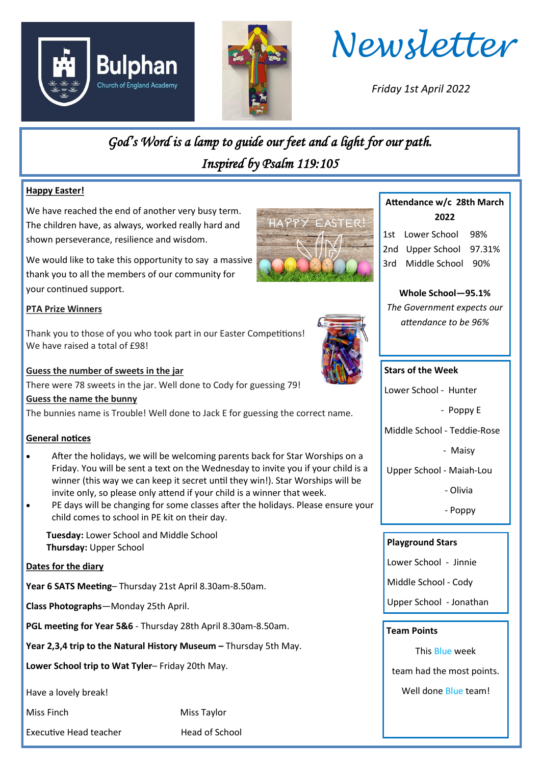Bulphan Church of England Academy

# Newsletter

*Friday 1st April 2022*

*God's Word is a lamp to guide our feet and a light for our path.*
*Inspired by Psalm 119:105*

## Happy Easter!

We have reached the end of another very busy term. The children have, as always, worked really hard and shown perseverance, resilience and wisdom.

We would like to take this opportunity to say a massive thank you to all the members of our community for your continued support.

## PTA Prize Winners

Thank you to those of you who took part in our Easter Competitions! We have raised a total of £98!

**Guess the number of sweets in the jar**

There were 78 sweets in the jar. Well done to Cody for guessing 79!

**Guess the name the bunny**

The bunnies name is Trouble! Well done to Jack E for guessing the correct name.

## General notices

- After the holidays, we will be welcoming parents back for Star Worships on a Friday. You will be sent a text on the Wednesday to invite you if your child is a winner (this way we can keep it secret until they win!). Star Worships will be invite only, so please only attend if your child is a winner that week.
- PE days will be changing for some classes after the holidays. Please ensure your child comes to school in PE kit on their day.

  **Tuesday:** Lower School and Middle School
  **Thursday:** Upper School

## Dates for the diary

**Year 6 SATS Meeting**– Thursday 21st April 8.30am-8.50am.

**Class Photographs**—Monday 25th April.

**PGL meeting for Year 5&6** - Thursday 28th April 8.30am-8.50am.

**Year 2,3,4 trip to the Natural History Museum –** Thursday 5th May.

**Lower School trip to Wat Tyler**– Friday 20th May.

Have a lovely break!

Miss Finch — Executive Head teacher

Miss Taylor — Head of School

## Attendance w/c 28th March 2022

| | | |
|---|---|---|
| 1st | Lower School | 98% |
| 2nd | Upper School | 97.31% |
| 3rd | Middle School | 90% |

**Whole School—95.1%**

*The Government expects our attendance to be 96%*

## Stars of the Week

Lower School - Hunter
- Poppy E

Middle School - Teddie-Rose
- Maisy

Upper School - Maiah-Lou
- Olivia
- Poppy

## Playground Stars

Lower School - Jinnie

Middle School - Cody

Upper School - Jonathan

## Team Points

This Blue week team had the most points.

Well done Blue team!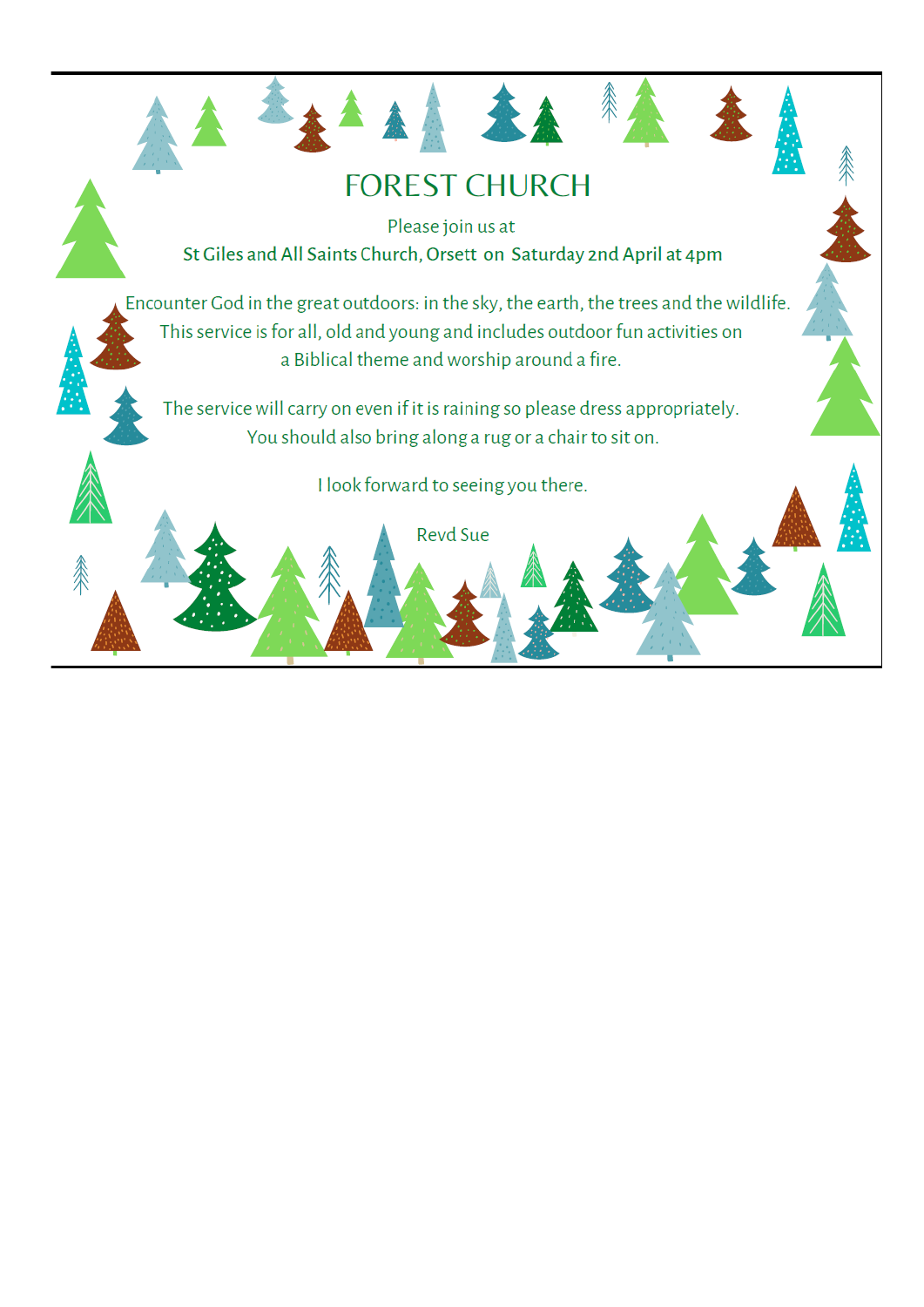# FOREST CHURCH

Please join us at

St Giles and All Saints Church, Orsett on Saturday 2nd April at 4pm

Encounter God in the great outdoors: in the sky, the earth, the trees and the wildlife. This service is for all, old and young and includes outdoor fun activities on a Biblical theme and worship around a fire.

The service will carry on even if it is raining so please dress appropriately. You should also bring along a rug or a chair to sit on.

I look forward to seeing you there.

Revd Sue